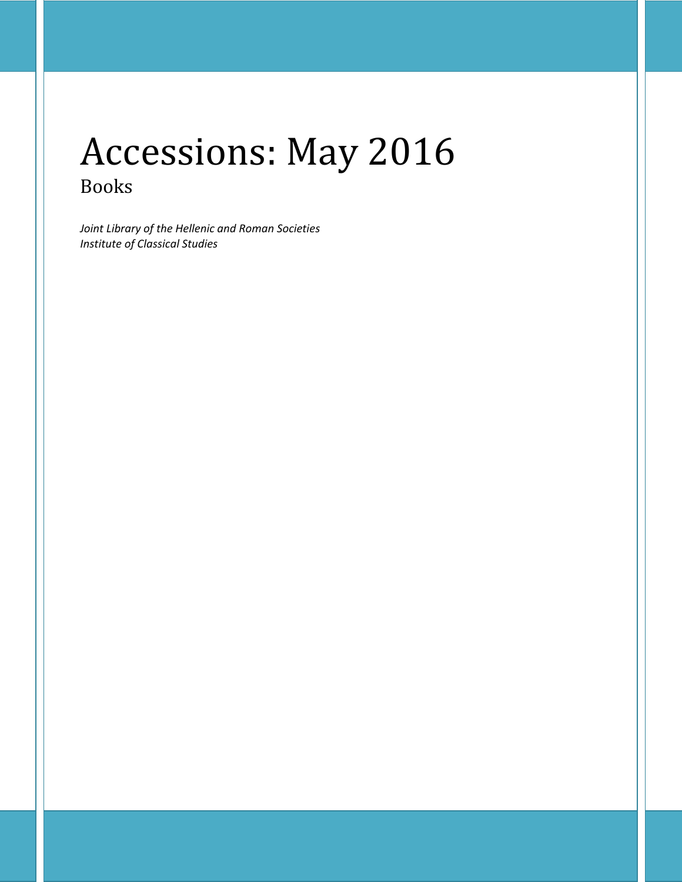# Accessions: May 2016

## Books

*Joint Library of the Hellenic and Roman Societies*
*Institute of Classical Studies*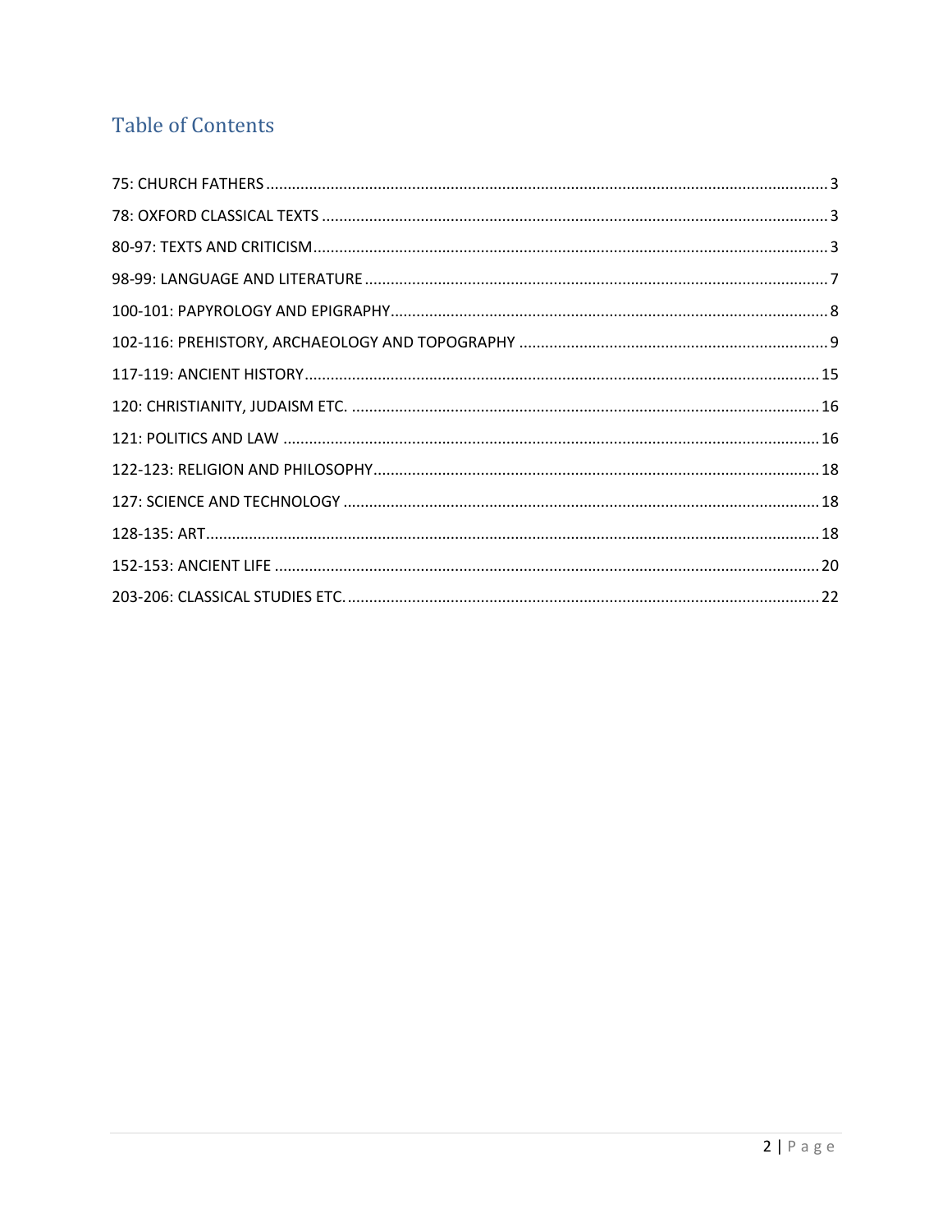## Table of Contents

75: CHURCH FATHERS ..... 3
78: OXFORD CLASSICAL TEXTS ..... 3
80-97: TEXTS AND CRITICISM ..... 3
98-99: LANGUAGE AND LITERATURE ..... 7
100-101: PAPYROLOGY AND EPIGRAPHY ..... 8
102-116: PREHISTORY, ARCHAEOLOGY AND TOPOGRAPHY ..... 9
117-119: ANCIENT HISTORY ..... 15
120: CHRISTIANITY, JUDAISM ETC. ..... 16
121: POLITICS AND LAW ..... 16
122-123: RELIGION AND PHILOSOPHY ..... 18
127: SCIENCE AND TECHNOLOGY ..... 18
128-135: ART ..... 18
152-153: ANCIENT LIFE ..... 20
203-206: CLASSICAL STUDIES ETC. ..... 22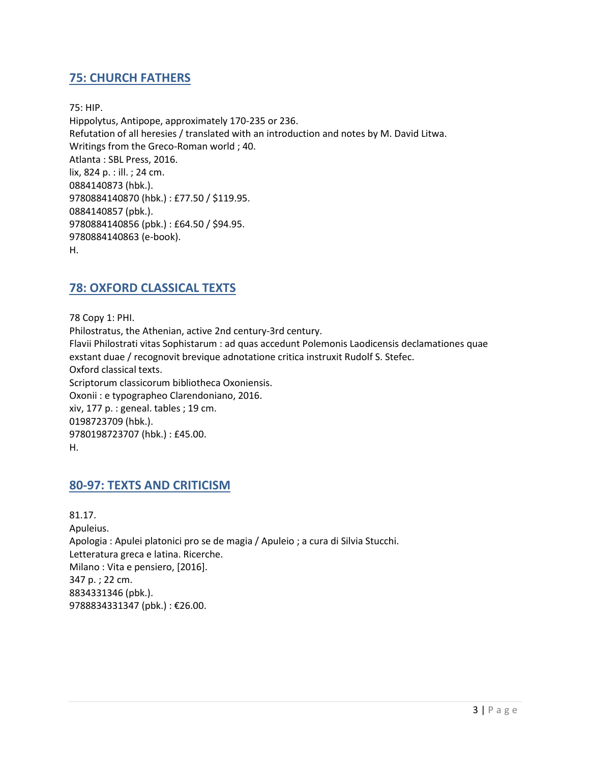## 75: CHURCH FATHERS

75: HIP.
Hippolytus, Antipope, approximately 170-235 or 236.
Refutation of all heresies / translated with an introduction and notes by M. David Litwa.
Writings from the Greco-Roman world ; 40.
Atlanta : SBL Press, 2016.
lix, 824 p. : ill. ; 24 cm.
0884140873 (hbk.).
9780884140870 (hbk.) : £77.50 / $119.95.
0884140857 (pbk.).
9780884140856 (pbk.) : £64.50 / $94.95.
9780884140863 (e-book).
H.

## 78: OXFORD CLASSICAL TEXTS

78 Copy 1: PHI.
Philostratus, the Athenian, active 2nd century-3rd century.
Flavii Philostrati vitas Sophistarum : ad quas accedunt Polemonis Laodicensis declamationes quae exstant duae / recognovit brevique adnotatione critica instruxit Rudolf S. Stefec.
Oxford classical texts.
Scriptorum classicorum bibliotheca Oxoniensis.
Oxonii : e typographeo Clarendoniano, 2016.
xiv, 177 p. : geneal. tables ; 19 cm.
0198723709 (hbk.).
9780198723707 (hbk.) : £45.00.
H.

## 80-97: TEXTS AND CRITICISM

81.17.
Apuleius.
Apologia : Apulei platonici pro se de magia / Apuleio ; a cura di Silvia Stucchi.
Letteratura greca e latina. Ricerche.
Milano : Vita e pensiero, [2016].
347 p. ; 22 cm.
8834331346 (pbk.).
9788834331347 (pbk.) : €26.00.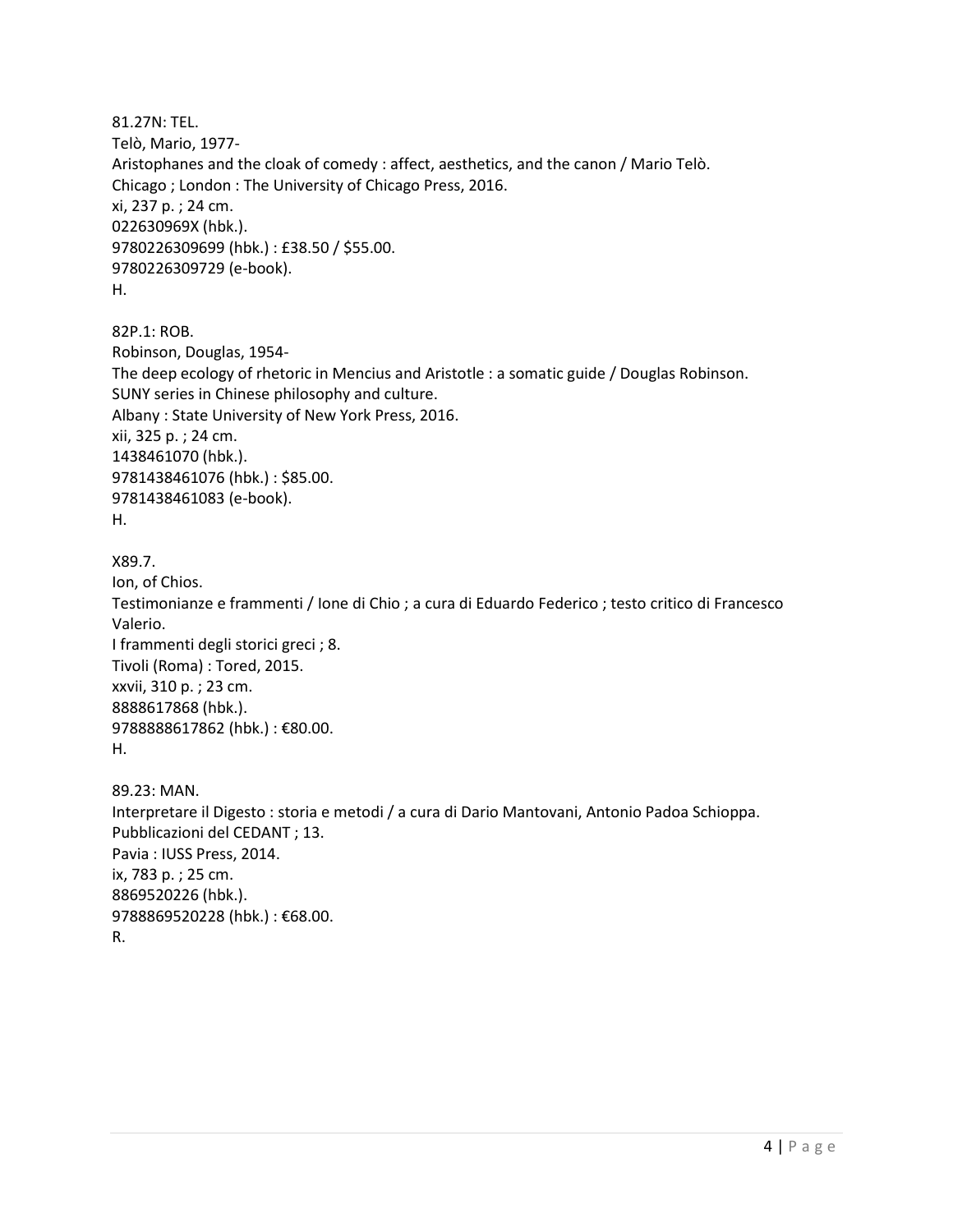81.27N: TEL.
Telò, Mario, 1977-
Aristophanes and the cloak of comedy : affect, aesthetics, and the canon / Mario Telò.
Chicago ; London : The University of Chicago Press, 2016.
xi, 237 p. ; 24 cm.
022630969X (hbk.).
9780226309699 (hbk.) : £38.50 / $55.00.
9780226309729 (e-book).
H.

82P.1: ROB.
Robinson, Douglas, 1954-
The deep ecology of rhetoric in Mencius and Aristotle : a somatic guide / Douglas Robinson.
SUNY series in Chinese philosophy and culture.
Albany : State University of New York Press, 2016.
xii, 325 p. ; 24 cm.
1438461070 (hbk.).
9781438461076 (hbk.) : $85.00.
9781438461083 (e-book).
H.

X89.7.
Ion, of Chios.
Testimonianze e frammenti / Ione di Chio ; a cura di Eduardo Federico ; testo critico di Francesco Valerio.
I frammenti degli storici greci ; 8.
Tivoli (Roma) : Tored, 2015.
xxvii, 310 p. ; 23 cm.
8888617868 (hbk.).
9788888617862 (hbk.) : €80.00.
H.

89.23: MAN.
Interpretare il Digesto : storia e metodi / a cura di Dario Mantovani, Antonio Padoa Schioppa.
Pubblicazioni del CEDANT ; 13.
Pavia : IUSS Press, 2014.
ix, 783 p. ; 25 cm.
8869520226 (hbk.).
9788869520228 (hbk.) : €68.00.
R.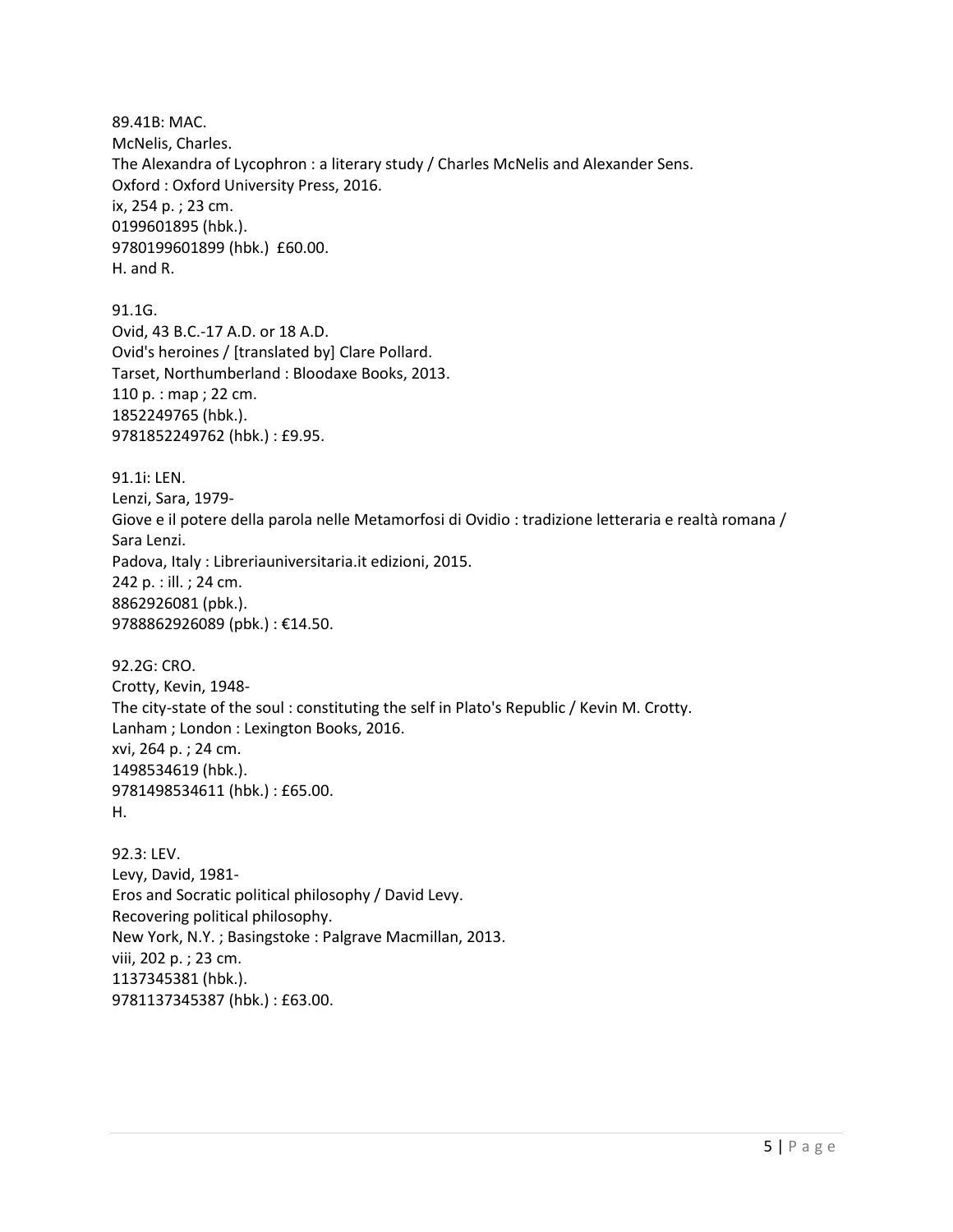89.41B: MAC.
McNelis, Charles.
The Alexandra of Lycophron : a literary study / Charles McNelis and Alexander Sens.
Oxford : Oxford University Press, 2016.
ix, 254 p. ; 23 cm.
0199601895 (hbk.).
9780199601899 (hbk.)  £60.00.
H. and R.

91.1G.
Ovid, 43 B.C.-17 A.D. or 18 A.D.
Ovid's heroines / [translated by] Clare Pollard.
Tarset, Northumberland : Bloodaxe Books, 2013.
110 p. : map ; 22 cm.
1852249765 (hbk.).
9781852249762 (hbk.) : £9.95.

91.1i: LEN.
Lenzi, Sara, 1979-
Giove e il potere della parola nelle Metamorfosi di Ovidio : tradizione letteraria e realtà romana / Sara Lenzi.
Padova, Italy : Libreriauniversitaria.it edizioni, 2015.
242 p. : ill. ; 24 cm.
8862926081 (pbk.).
9788862926089 (pbk.) : €14.50.

92.2G: CRO.
Crotty, Kevin, 1948-
The city-state of the soul : constituting the self in Plato's Republic / Kevin M. Crotty.
Lanham ; London : Lexington Books, 2016.
xvi, 264 p. ; 24 cm.
1498534619 (hbk.).
9781498534611 (hbk.) : £65.00.
H.

92.3: LEV.
Levy, David, 1981-
Eros and Socratic political philosophy / David Levy.
Recovering political philosophy.
New York, N.Y. ; Basingstoke : Palgrave Macmillan, 2013.
viii, 202 p. ; 23 cm.
1137345381 (hbk.).
9781137345387 (hbk.) : £63.00.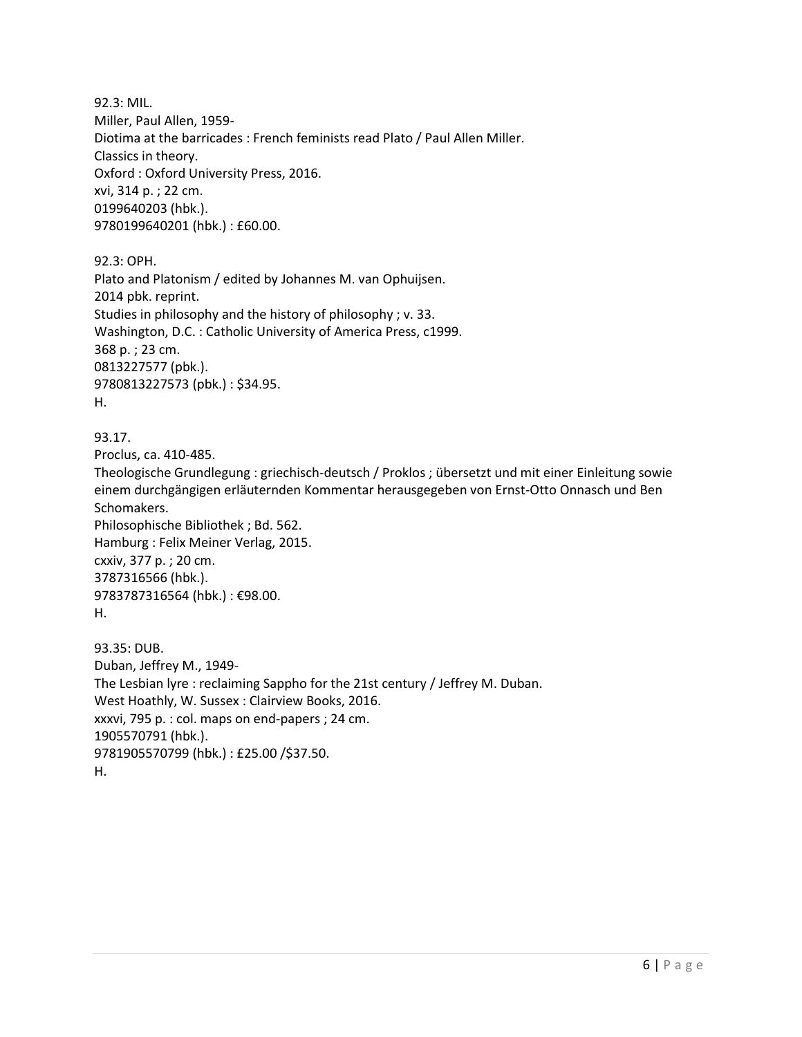92.3: MIL.
Miller, Paul Allen, 1959-
Diotima at the barricades : French feminists read Plato / Paul Allen Miller.
Classics in theory.
Oxford : Oxford University Press, 2016.
xvi, 314 p. ; 22 cm.
0199640203 (hbk.).
9780199640201 (hbk.) : £60.00.

92.3: OPH.
Plato and Platonism / edited by Johannes M. van Ophuijsen.
2014 pbk. reprint.
Studies in philosophy and the history of philosophy ; v. 33.
Washington, D.C. : Catholic University of America Press, c1999.
368 p. ; 23 cm.
0813227577 (pbk.).
9780813227573 (pbk.) : $34.95.
H.

93.17.
Proclus, ca. 410-485.
Theologische Grundlegung : griechisch-deutsch / Proklos ; übersetzt und mit einer Einleitung sowie einem durchgängigen erläuternden Kommentar herausgegeben von Ernst-Otto Onnasch und Ben Schomakers.
Philosophische Bibliothek ; Bd. 562.
Hamburg : Felix Meiner Verlag, 2015.
cxxiv, 377 p. ; 20 cm.
3787316566 (hbk.).
9783787316564 (hbk.) : €98.00.
H.

93.35: DUB.
Duban, Jeffrey M., 1949-
The Lesbian lyre : reclaiming Sappho for the 21st century / Jeffrey M. Duban.
West Hoathly, W. Sussex : Clairview Books, 2016.
xxxvi, 795 p. : col. maps on end-papers ; 24 cm.
1905570791 (hbk.).
9781905570799 (hbk.) : £25.00 /$37.50.
H.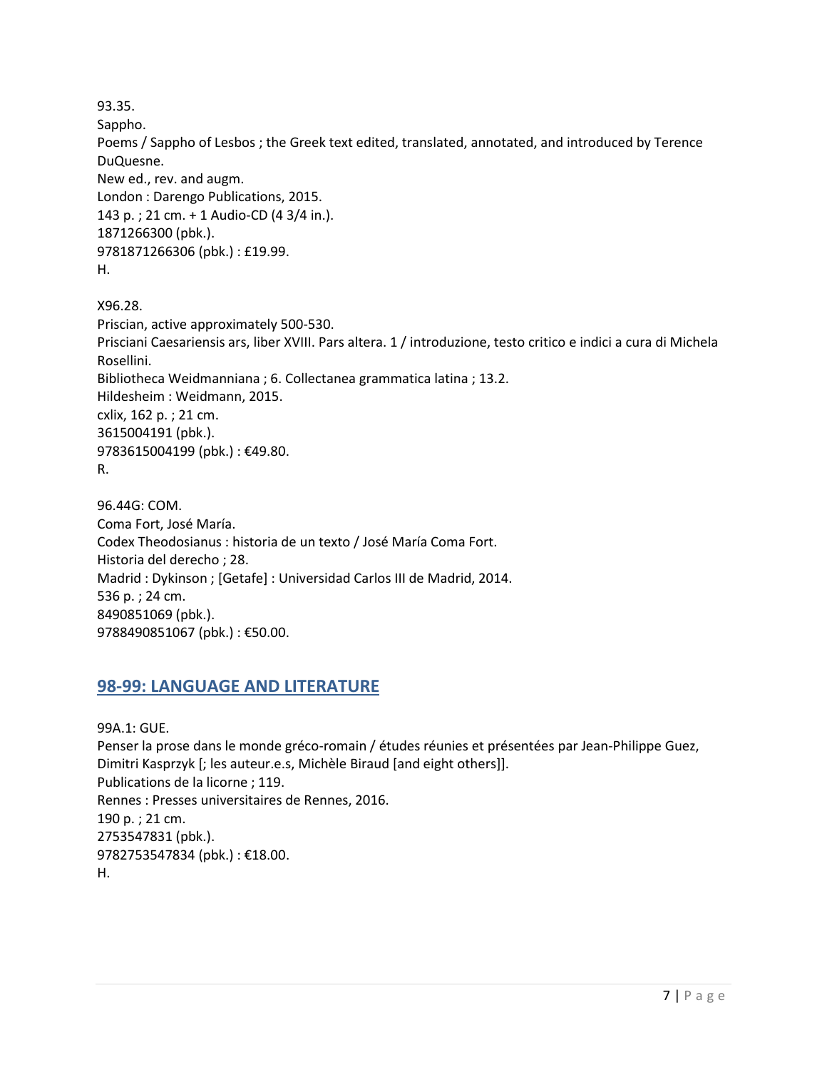93.35.
Sappho.
Poems / Sappho of Lesbos ; the Greek text edited, translated, annotated, and introduced by Terence DuQuesne.
New ed., rev. and augm.
London : Darengo Publications, 2015.
143 p. ; 21 cm. + 1 Audio-CD (4 3/4 in.).
1871266300 (pbk.).
9781871266306 (pbk.) : £19.99.
H.

X96.28.
Priscian, active approximately 500-530.
Prisciani Caesariensis ars, liber XVIII. Pars altera. 1 / introduzione, testo critico e indici a cura di Michela Rosellini.
Bibliotheca Weidmanniana ; 6. Collectanea grammatica latina ; 13.2.
Hildesheim : Weidmann, 2015.
cxlix, 162 p. ; 21 cm.
3615004191 (pbk.).
9783615004199 (pbk.) : €49.80.
R.

96.44G: COM.
Coma Fort, José María.
Codex Theodosianus : historia de un texto / José María Coma Fort.
Historia del derecho ; 28.
Madrid : Dykinson ; [Getafe] : Universidad Carlos III de Madrid, 2014.
536 p. ; 24 cm.
8490851069 (pbk.).
9788490851067 (pbk.) : €50.00.

## 98-99: LANGUAGE AND LITERATURE

99A.1: GUE.
Penser la prose dans le monde gréco-romain / études réunies et présentées par Jean-Philippe Guez, Dimitri Kasprzyk [; les auteur.e.s, Michèle Biraud [and eight others]].
Publications de la licorne ; 119.
Rennes : Presses universitaires de Rennes, 2016.
190 p. ; 21 cm.
2753547831 (pbk.).
9782753547834 (pbk.) : €18.00.
H.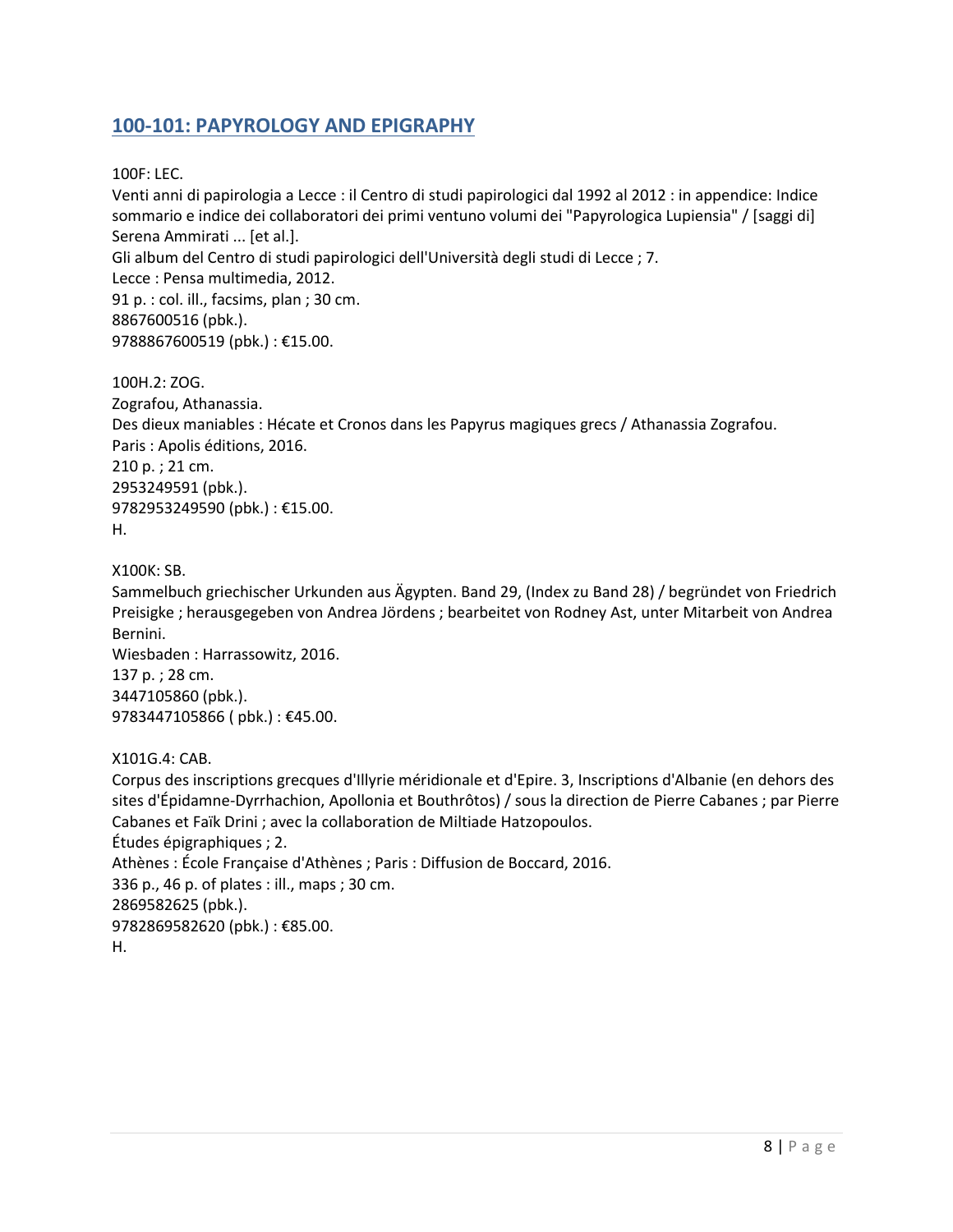## 100-101: PAPYROLOGY AND EPIGRAPHY

100F: LEC.
Venti anni di papirologia a Lecce : il Centro di studi papirologici dal 1992 al 2012 : in appendice: Indice sommario e indice dei collaboratori dei primi ventuno volumi dei "Papyrologica Lupiensia" / [saggi di] Serena Ammirati ... [et al.].
Gli album del Centro di studi papirologici dell'Università degli studi di Lecce ; 7.
Lecce : Pensa multimedia, 2012.
91 p. : col. ill., facsims, plan ; 30 cm.
8867600516 (pbk.).
9788867600519 (pbk.) : €15.00.

100H.2: ZOG.
Zografou, Athanassia.
Des dieux maniables : Hécate et Cronos dans les Papyrus magiques grecs / Athanassia Zografou.
Paris : Apolis éditions, 2016.
210 p. ; 21 cm.
2953249591 (pbk.).
9782953249590 (pbk.) : €15.00.
H.

X100K: SB.
Sammelbuch griechischer Urkunden aus Ägypten. Band 29, (Index zu Band 28) / begründet von Friedrich Preisigke ; herausgegeben von Andrea Jördens ; bearbeitet von Rodney Ast, unter Mitarbeit von Andrea Bernini.
Wiesbaden : Harrassowitz, 2016.
137 p. ; 28 cm.
3447105860 (pbk.).
9783447105866 ( pbk.) : €45.00.

X101G.4: CAB.
Corpus des inscriptions grecques d'Illyrie méridionale et d'Epire. 3, Inscriptions d'Albanie (en dehors des sites d'Épidamne-Dyrrhachion, Apollonia et Bouthrôtos) / sous la direction de Pierre Cabanes ; par Pierre Cabanes et Faïk Drini ; avec la collaboration de Miltiade Hatzopoulos.
Études épigraphiques ; 2.
Athènes : École Française d'Athènes ; Paris : Diffusion de Boccard, 2016.
336 p., 46 p. of plates : ill., maps ; 30 cm.
2869582625 (pbk.).
9782869582620 (pbk.) : €85.00.
H.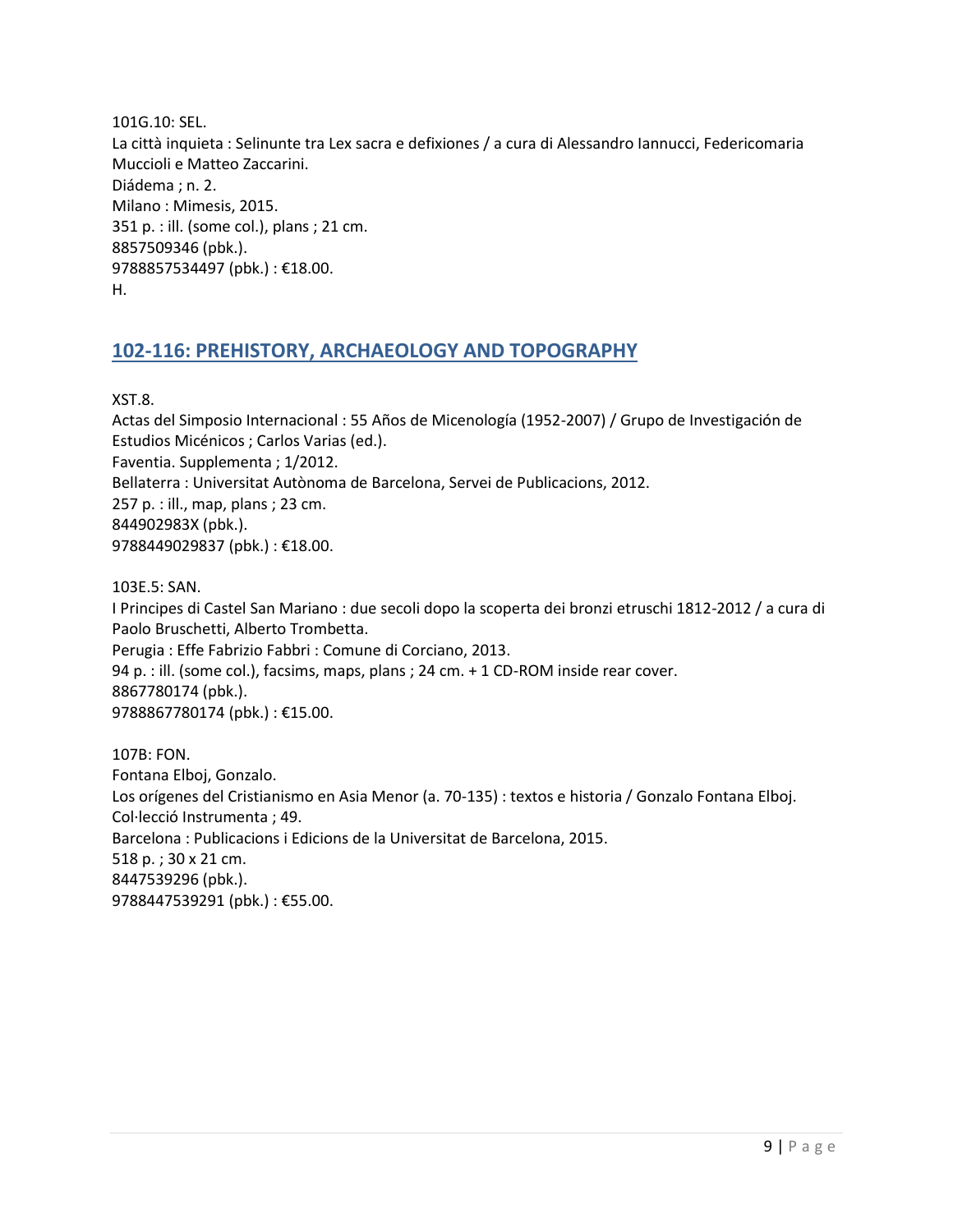101G.10: SEL.
La città inquieta : Selinunte tra Lex sacra e defixiones / a cura di Alessandro Iannucci, Federicomaria Muccioli e Matteo Zaccarini.
Diádema ; n. 2.
Milano : Mimesis, 2015.
351 p. : ill. (some col.), plans ; 21 cm.
8857509346 (pbk.).
9788857534497 (pbk.) : €18.00.
H.

## 102-116: PREHISTORY, ARCHAEOLOGY AND TOPOGRAPHY

XST.8.
Actas del Simposio Internacional : 55 Años de Micenología (1952-2007) / Grupo de Investigación de Estudios Micénicos ; Carlos Varias (ed.).
Faventia. Supplementa ; 1/2012.
Bellaterra : Universitat Autònoma de Barcelona, Servei de Publicacions, 2012.
257 p. : ill., map, plans ; 23 cm.
844902983X (pbk.).
9788449029837 (pbk.) : €18.00.

103E.5: SAN.
I Principes di Castel San Mariano : due secoli dopo la scoperta dei bronzi etruschi 1812-2012 / a cura di Paolo Bruschetti, Alberto Trombetta.
Perugia : Effe Fabrizio Fabbri : Comune di Corciano, 2013.
94 p. : ill. (some col.), facsims, maps, plans ; 24 cm. + 1 CD-ROM inside rear cover.
8867780174 (pbk.).
9788867780174 (pbk.) : €15.00.

107B: FON.
Fontana Elboj, Gonzalo.
Los orígenes del Cristianismo en Asia Menor (a. 70-135) : textos e historia / Gonzalo Fontana Elboj.
Col·lecció Instrumenta ; 49.
Barcelona : Publicacions i Edicions de la Universitat de Barcelona, 2015.
518 p. ; 30 x 21 cm.
8447539296 (pbk.).
9788447539291 (pbk.) : €55.00.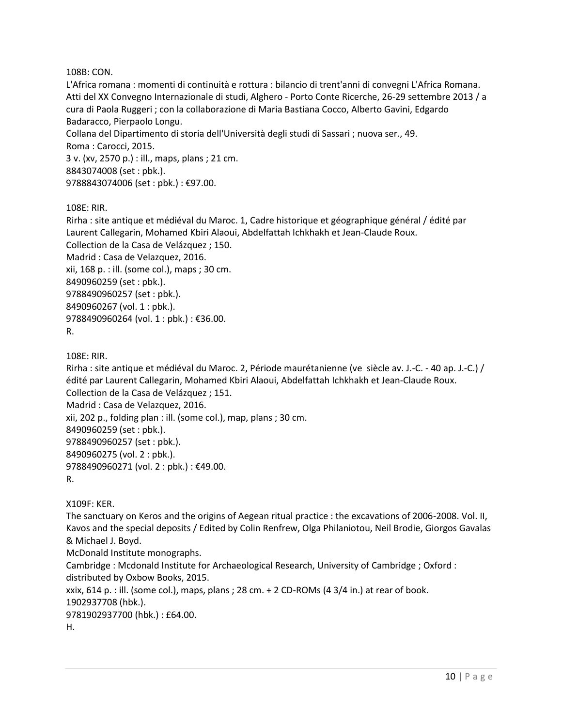108B: CON.
L'Africa romana : momenti di continuità e rottura : bilancio di trent'anni di convegni L'Africa Romana. Atti del XX Convegno Internazionale di studi, Alghero - Porto Conte Ricerche, 26-29 settembre 2013 / a cura di Paola Ruggeri ; con la collaborazione di Maria Bastiana Cocco, Alberto Gavini, Edgardo Badaracco, Pierpaolo Longu.
Collana del Dipartimento di storia dell'Università degli studi di Sassari ; nuova ser., 49.
Roma : Carocci, 2015.
3 v. (xv, 2570 p.) : ill., maps, plans ; 21 cm.
8843074008 (set : pbk.).
9788843074006 (set : pbk.) : €97.00.

108E: RIR.
Rirha : site antique et médiéval du Maroc. 1, Cadre historique et géographique général / édité par Laurent Callegarin, Mohamed Kbiri Alaoui, Abdelfattah Ichkhakh et Jean-Claude Roux.
Collection de la Casa de Velázquez ; 150.
Madrid : Casa de Velazquez, 2016.
xii, 168 p. : ill. (some col.), maps ; 30 cm.
8490960259 (set : pbk.).
9788490960257 (set : pbk.).
8490960267 (vol. 1 : pbk.).
9788490960264 (vol. 1 : pbk.) : €36.00.
R.

108E: RIR.
Rirha : site antique et médiéval du Maroc. 2, Période maurétanienne (ve siècle av. J.-C. - 40 ap. J.-C.) / édité par Laurent Callegarin, Mohamed Kbiri Alaoui, Abdelfattah Ichkhakh et Jean-Claude Roux.
Collection de la Casa de Velázquez ; 151.
Madrid : Casa de Velazquez, 2016.
xii, 202 p., folding plan : ill. (some col.), map, plans ; 30 cm.
8490960259 (set : pbk.).
9788490960257 (set : pbk.).
8490960275 (vol. 2 : pbk.).
9788490960271 (vol. 2 : pbk.) : €49.00.
R.

X109F: KER.
The sanctuary on Keros and the origins of Aegean ritual practice : the excavations of 2006-2008. Vol. II, Kavos and the special deposits / Edited by Colin Renfrew, Olga Philaniotou, Neil Brodie, Giorgos Gavalas & Michael J. Boyd.
McDonald Institute monographs.
Cambridge : Mcdonald Institute for Archaeological Research, University of Cambridge ; Oxford : distributed by Oxbow Books, 2015.
xxix, 614 p. : ill. (some col.), maps, plans ; 28 cm. + 2 CD-ROMs (4 3/4 in.) at rear of book.
1902937708 (hbk.).
9781902937700 (hbk.) : £64.00.
H.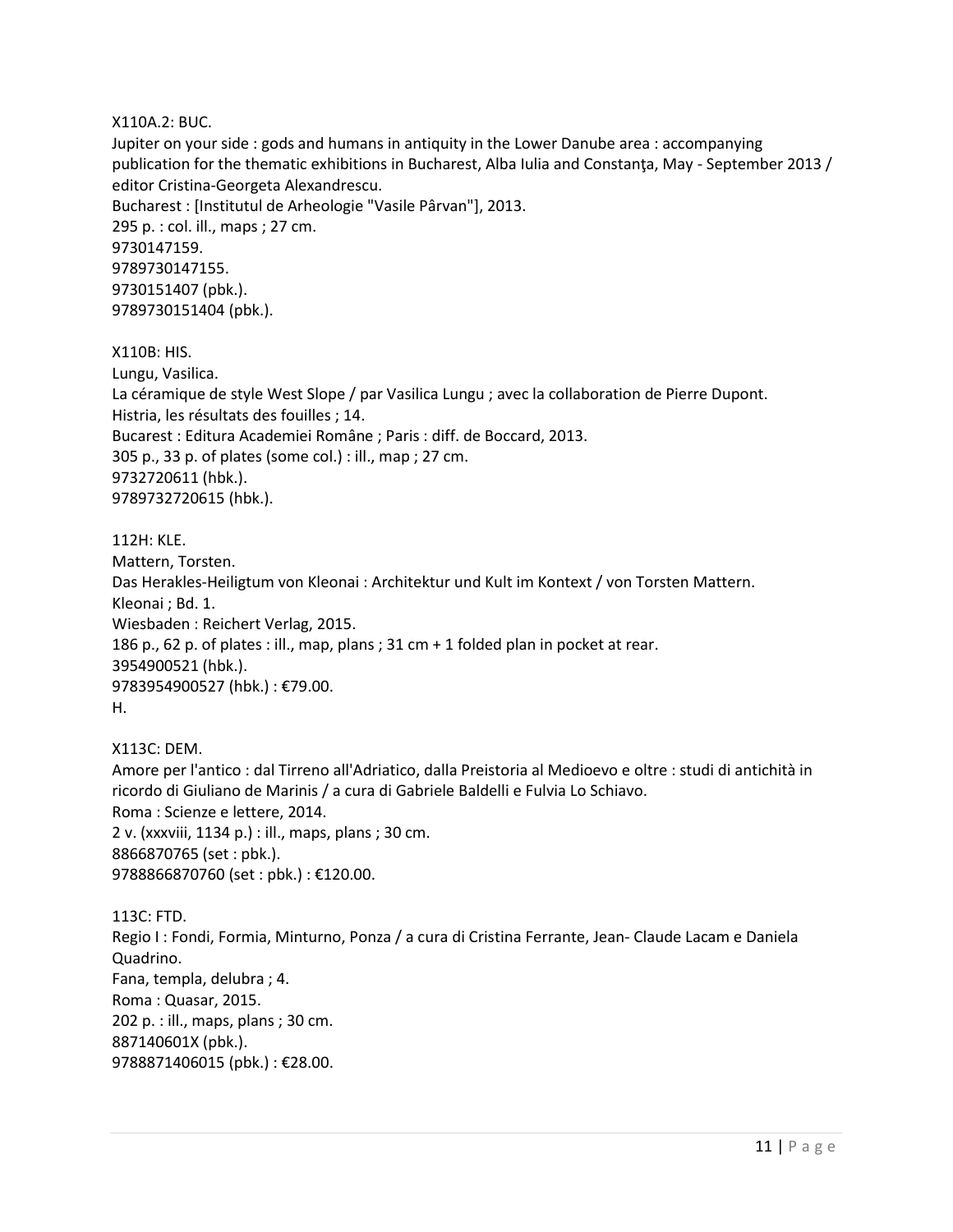X110A.2: BUC.
Jupiter on your side : gods and humans in antiquity in the Lower Danube area : accompanying publication for the thematic exhibitions in Bucharest, Alba Iulia and Constanţa, May - September 2013 / editor Cristina-Georgeta Alexandrescu.
Bucharest : [Institutul de Arheologie "Vasile Pârvan"], 2013.
295 p. : col. ill., maps ; 27 cm.
9730147159.
9789730147155.
9730151407 (pbk.).
9789730151404 (pbk.).

X110B: HIS.
Lungu, Vasilica.
La céramique de style West Slope / par Vasilica Lungu ; avec la collaboration de Pierre Dupont.
Histria, les résultats des fouilles ; 14.
Bucarest : Editura Academiei Române ; Paris : diff. de Boccard, 2013.
305 p., 33 p. of plates (some col.) : ill., map ; 27 cm.
9732720611 (hbk.).
9789732720615 (hbk.).

112H: KLE.
Mattern, Torsten.
Das Herakles-Heiligtum von Kleonai : Architektur und Kult im Kontext / von Torsten Mattern.
Kleonai ; Bd. 1.
Wiesbaden : Reichert Verlag, 2015.
186 p., 62 p. of plates : ill., map, plans ; 31 cm + 1 folded plan in pocket at rear.
3954900521 (hbk.).
9783954900527 (hbk.) : €79.00.
H.

X113C: DEM.
Amore per l'antico : dal Tirreno all'Adriatico, dalla Preistoria al Medioevo e oltre : studi di antichità in ricordo di Giuliano de Marinis / a cura di Gabriele Baldelli e Fulvia Lo Schiavo.
Roma : Scienze e lettere, 2014.
2 v. (xxxviii, 1134 p.) : ill., maps, plans ; 30 cm.
8866870765 (set : pbk.).
9788866870760 (set : pbk.) : €120.00.

113C: FTD.
Regio I : Fondi, Formia, Minturno, Ponza / a cura di Cristina Ferrante, Jean- Claude Lacam e Daniela Quadrino.
Fana, templa, delubra ; 4.
Roma : Quasar, 2015.
202 p. : ill., maps, plans ; 30 cm.
887140601X (pbk.).
9788871406015 (pbk.) : €28.00.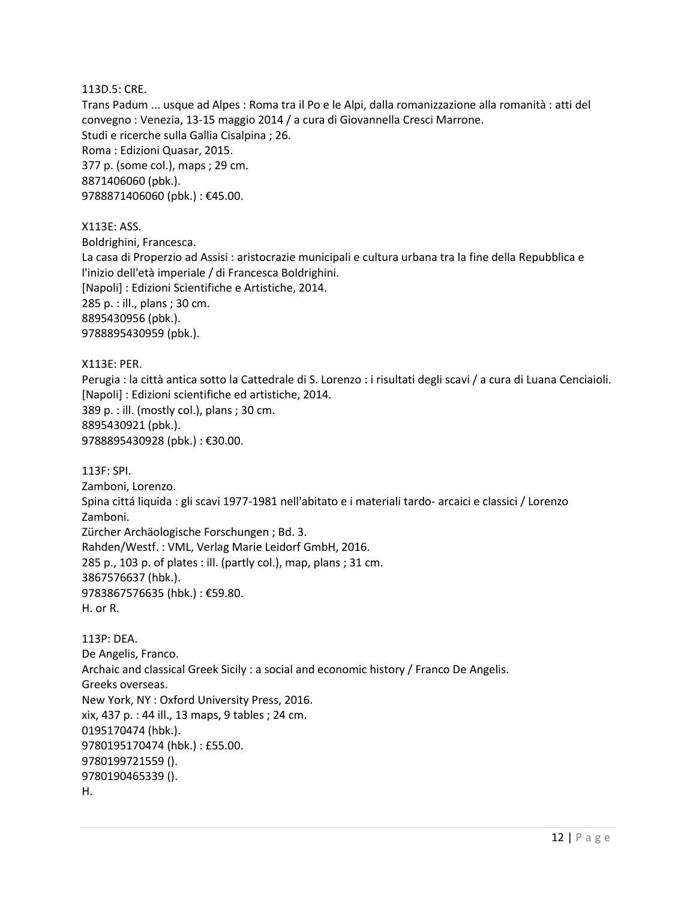113D.5: CRE.
Trans Padum ... usque ad Alpes : Roma tra il Po e le Alpi, dalla romanizzazione alla romanità : atti del convegno : Venezia, 13-15 maggio 2014 / a cura di Giovannella Cresci Marrone.
Studi e ricerche sulla Gallia Cisalpina ; 26.
Roma : Edizioni Quasar, 2015.
377 p. (some col.), maps ; 29 cm.
8871406060 (pbk.).
9788871406060 (pbk.) : €45.00.

X113E: ASS.
Boldrighini, Francesca.
La casa di Properzio ad Assisi : aristocrazie municipali e cultura urbana tra la fine della Repubblica e l'inizio dell'età imperiale / di Francesca Boldrighini.
[Napoli] : Edizioni Scientifiche e Artistiche, 2014.
285 p. : ill., plans ; 30 cm.
8895430956 (pbk.).
9788895430959 (pbk.).

X113E: PER.
Perugia : la città antica sotto la Cattedrale di S. Lorenzo : i risultati degli scavi / a cura di Luana Cenciaioli.
[Napoli] : Edizioni scientifiche ed artistiche, 2014.
389 p. : ill. (mostly col.), plans ; 30 cm.
8895430921 (pbk.).
9788895430928 (pbk.) : €30.00.

113F: SPI.
Zamboni, Lorenzo.
Spina cittá liquida : gli scavi 1977-1981 nell'abitato e i materiali tardo- arcaici e classici / Lorenzo Zamboni.
Zürcher Archäologische Forschungen ; Bd. 3.
Rahden/Westf. : VML, Verlag Marie Leidorf GmbH, 2016.
285 p., 103 p. of plates : ill. (partly col.), map, plans ; 31 cm.
3867576637 (hbk.).
9783867576635 (hbk.) : €59.80.
H. or R.

113P: DEA.
De Angelis, Franco.
Archaic and classical Greek Sicily : a social and economic history / Franco De Angelis.
Greeks overseas.
New York, NY : Oxford University Press, 2016.
xix, 437 p. : 44 ill., 13 maps, 9 tables ; 24 cm.
0195170474 (hbk.).
9780195170474 (hbk.) : £55.00.
9780199721559 ().
9780190465339 ().
H.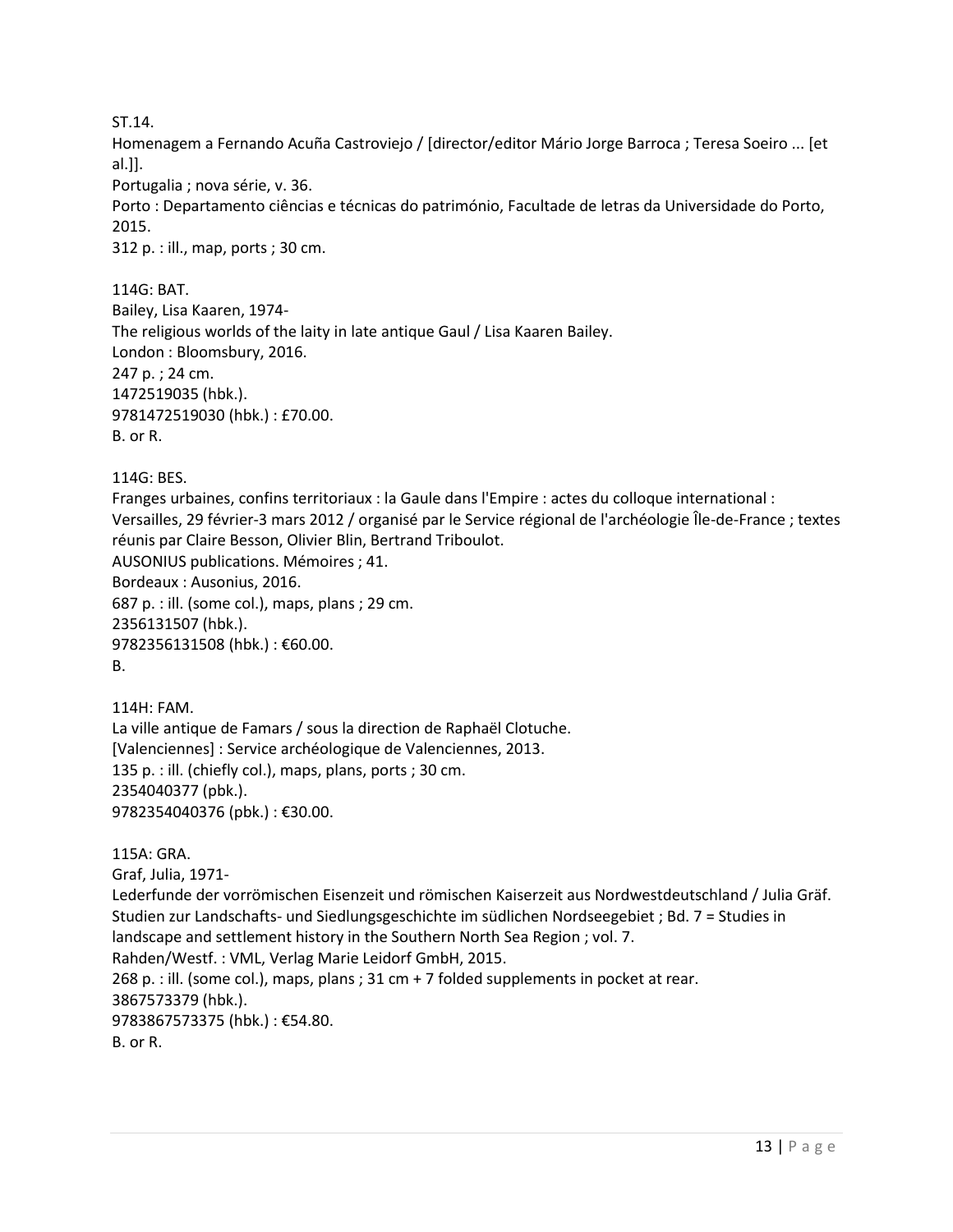ST.14.
Homenagem a Fernando Acuña Castroviejo / [director/editor Mário Jorge Barroca ; Teresa Soeiro ... [et al.]].
Portugalia ; nova série, v. 36.
Porto : Departamento ciências e técnicas do património, Facultade de letras da Universidade do Porto, 2015.
312 p. : ill., map, ports ; 30 cm.

114G: BAT.
Bailey, Lisa Kaaren, 1974-
The religious worlds of the laity in late antique Gaul / Lisa Kaaren Bailey.
London : Bloomsbury, 2016.
247 p. ; 24 cm.
1472519035 (hbk.).
9781472519030 (hbk.) : £70.00.
B. or R.

114G: BES.
Franges urbaines, confins territoriaux : la Gaule dans l'Empire : actes du colloque international : Versailles, 29 février-3 mars 2012 / organisé par le Service régional de l'archéologie Île-de-France ; textes réunis par Claire Besson, Olivier Blin, Bertrand Triboulot.
AUSONIUS publications. Mémoires ; 41.
Bordeaux : Ausonius, 2016.
687 p. : ill. (some col.), maps, plans ; 29 cm.
2356131507 (hbk.).
9782356131508 (hbk.) : €60.00.
B.

114H: FAM.
La ville antique de Famars / sous la direction de Raphaël Clotuche.
[Valenciennes] : Service archéologique de Valenciennes, 2013.
135 p. : ill. (chiefly col.), maps, plans, ports ; 30 cm.
2354040377 (pbk.).
9782354040376 (pbk.) : €30.00.

115A: GRA.
Graf, Julia, 1971-
Lederfunde der vorrömischen Eisenzeit und römischen Kaiserzeit aus Nordwestdeutschland / Julia Gräf.
Studien zur Landschafts- und Siedlungsgeschichte im südlichen Nordseegebiet ; Bd. 7 = Studies in landscape and settlement history in the Southern North Sea Region ; vol. 7.
Rahden/Westf. : VML, Verlag Marie Leidorf GmbH, 2015.
268 p. : ill. (some col.), maps, plans ; 31 cm + 7 folded supplements in pocket at rear.
3867573379 (hbk.).
9783867573375 (hbk.) : €54.80.
B. or R.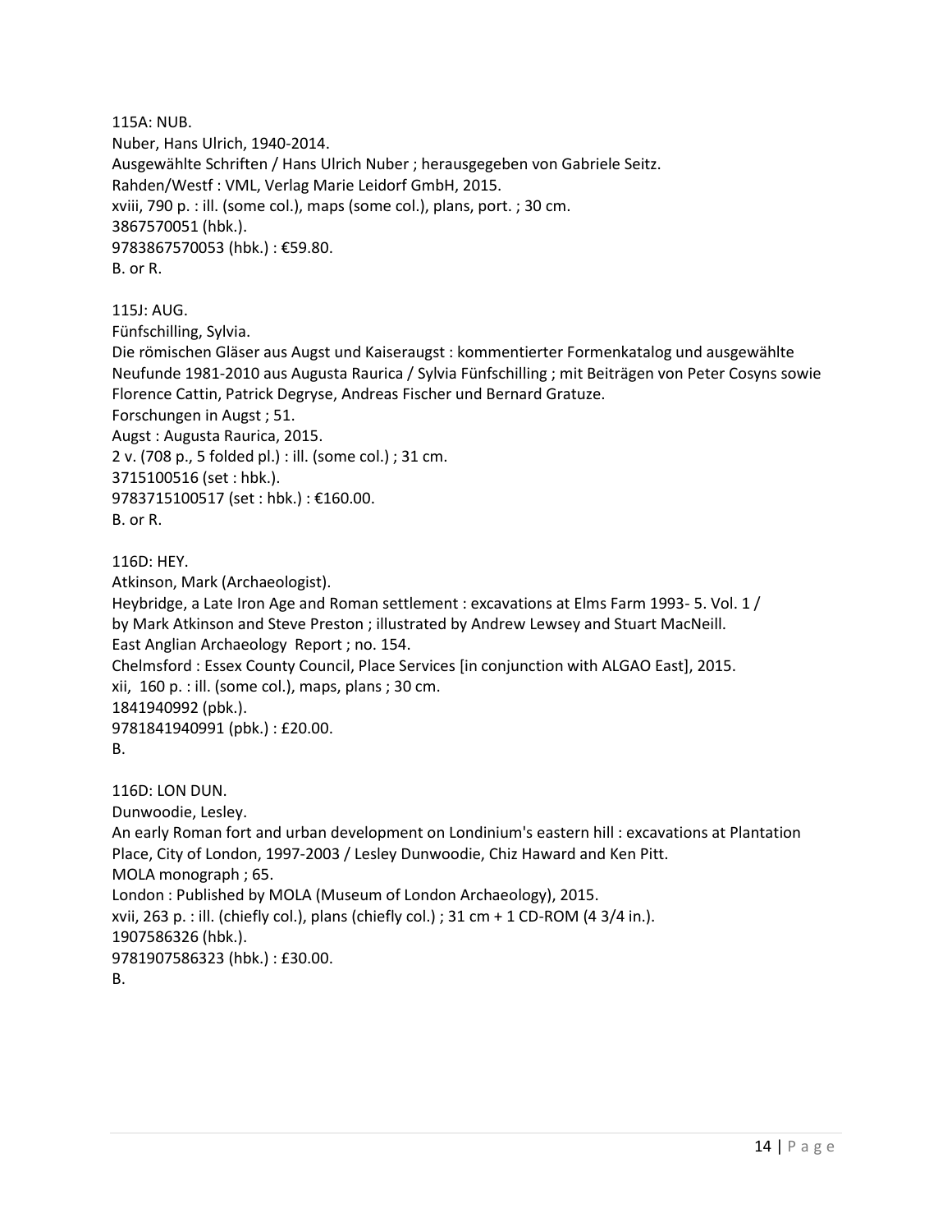115A: NUB.
Nuber, Hans Ulrich, 1940-2014.
Ausgewählte Schriften / Hans Ulrich Nuber ; herausgegeben von Gabriele Seitz.
Rahden/Westf : VML, Verlag Marie Leidorf GmbH, 2015.
xviii, 790 p. : ill. (some col.), maps (some col.), plans, port. ; 30 cm.
3867570051 (hbk.).
9783867570053 (hbk.) : €59.80.
B. or R.

115J: AUG.
Fünfschilling, Sylvia.
Die römischen Gläser aus Augst und Kaiseraugst : kommentierter Formenkatalog und ausgewählte Neufunde 1981-2010 aus Augusta Raurica / Sylvia Fünfschilling ; mit Beiträgen von Peter Cosyns sowie Florence Cattin, Patrick Degryse, Andreas Fischer und Bernard Gratuze.
Forschungen in Augst ; 51.
Augst : Augusta Raurica, 2015.
2 v. (708 p., 5 folded pl.) : ill. (some col.) ; 31 cm.
3715100516 (set : hbk.).
9783715100517 (set : hbk.) : €160.00.
B. or R.

116D: HEY.
Atkinson, Mark (Archaeologist).
Heybridge, a Late Iron Age and Roman settlement : excavations at Elms Farm 1993- 5. Vol. 1 / by Mark Atkinson and Steve Preston ; illustrated by Andrew Lewsey and Stuart MacNeill.
East Anglian Archaeology Report ; no. 154.
Chelmsford : Essex County Council, Place Services [in conjunction with ALGAO East], 2015.
xii, 160 p. : ill. (some col.), maps, plans ; 30 cm.
1841940992 (pbk.).
9781841940991 (pbk.) : £20.00.
B.

116D: LON DUN.
Dunwoodie, Lesley.
An early Roman fort and urban development on Londinium's eastern hill : excavations at Plantation Place, City of London, 1997-2003 / Lesley Dunwoodie, Chiz Haward and Ken Pitt.
MOLA monograph ; 65.
London : Published by MOLA (Museum of London Archaeology), 2015.
xvii, 263 p. : ill. (chiefly col.), plans (chiefly col.) ; 31 cm + 1 CD-ROM (4 3/4 in.).
1907586326 (hbk.).
9781907586323 (hbk.) : £30.00.
B.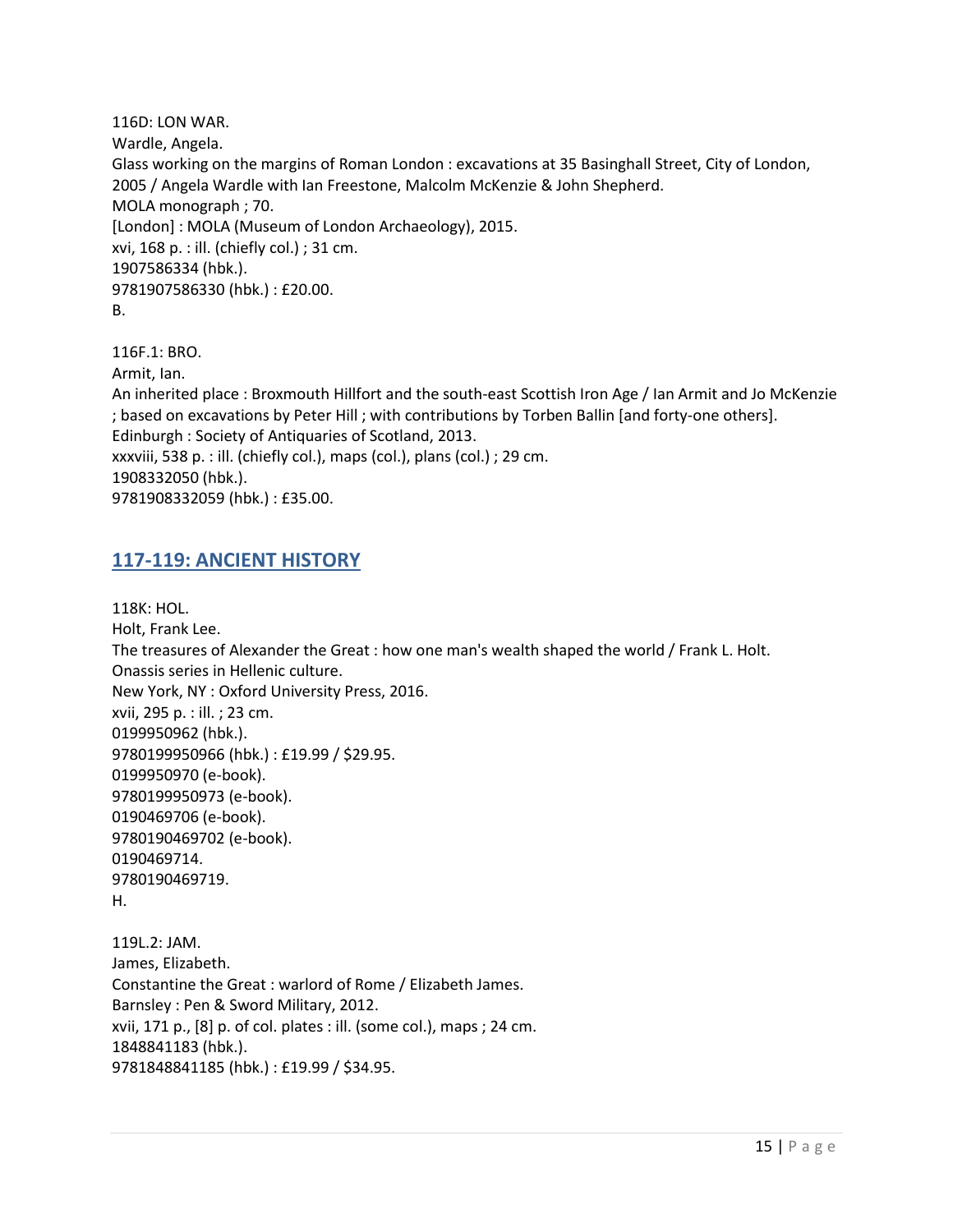116D: LON WAR.
Wardle, Angela.
Glass working on the margins of Roman London : excavations at 35 Basinghall Street, City of London, 2005 / Angela Wardle with Ian Freestone, Malcolm McKenzie & John Shepherd.
MOLA monograph ; 70.
[London] : MOLA (Museum of London Archaeology), 2015.
xvi, 168 p. : ill. (chiefly col.) ; 31 cm.
1907586334 (hbk.).
9781907586330 (hbk.) : £20.00.
B.

116F.1: BRO.
Armit, Ian.
An inherited place : Broxmouth Hillfort and the south-east Scottish Iron Age / Ian Armit and Jo McKenzie ; based on excavations by Peter Hill ; with contributions by Torben Ballin [and forty-one others].
Edinburgh : Society of Antiquaries of Scotland, 2013.
xxxviii, 538 p. : ill. (chiefly col.), maps (col.), plans (col.) ; 29 cm.
1908332050 (hbk.).
9781908332059 (hbk.) : £35.00.

## 117-119: ANCIENT HISTORY

118K: HOL.
Holt, Frank Lee.
The treasures of Alexander the Great : how one man's wealth shaped the world / Frank L. Holt.
Onassis series in Hellenic culture.
New York, NY : Oxford University Press, 2016.
xvii, 295 p. : ill. ; 23 cm.
0199950962 (hbk.).
9780199950966 (hbk.) : £19.99 / $29.95.
0199950970 (e-book).
9780199950973 (e-book).
0190469706 (e-book).
9780190469702 (e-book).
0190469714.
9780190469719.
H.

119L.2: JAM.
James, Elizabeth.
Constantine the Great : warlord of Rome / Elizabeth James.
Barnsley : Pen & Sword Military, 2012.
xvii, 171 p., [8] p. of col. plates : ill. (some col.), maps ; 24 cm.
1848841183 (hbk.).
9781848841185 (hbk.) : £19.99 / $34.95.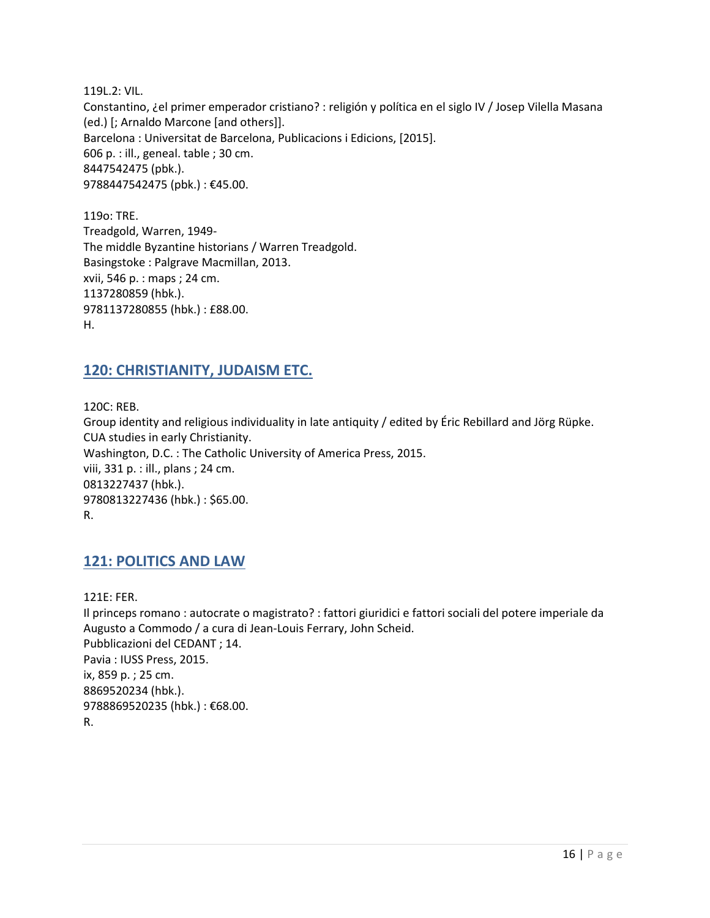119L.2: VIL.
Constantino, ¿el primer emperador cristiano? : religión y política en el siglo IV / Josep Vilella Masana (ed.) [; Arnaldo Marcone [and others]].
Barcelona : Universitat de Barcelona, Publicacions i Edicions, [2015].
606 p. : ill., geneal. table ; 30 cm.
8447542475 (pbk.).
9788447542475 (pbk.) : €45.00.

119o: TRE.
Treadgold, Warren, 1949-
The middle Byzantine historians / Warren Treadgold.
Basingstoke : Palgrave Macmillan, 2013.
xvii, 546 p. : maps ; 24 cm.
1137280859 (hbk.).
9781137280855 (hbk.) : £88.00.
H.

## 120: CHRISTIANITY, JUDAISM ETC.

120C: REB.
Group identity and religious individuality in late antiquity / edited by Éric Rebillard and Jörg Rüpke.
CUA studies in early Christianity.
Washington, D.C. : The Catholic University of America Press, 2015.
viii, 331 p. : ill., plans ; 24 cm.
0813227437 (hbk.).
9780813227436 (hbk.) : $65.00.
R.

## 121: POLITICS AND LAW

121E: FER.
Il princeps romano : autocrate o magistrato? : fattori giuridici e fattori sociali del potere imperiale da Augusto a Commodo / a cura di Jean-Louis Ferrary, John Scheid.
Pubblicazioni del CEDANT ; 14.
Pavia : IUSS Press, 2015.
ix, 859 p. ; 25 cm.
8869520234 (hbk.).
9788869520235 (hbk.) : €68.00.
R.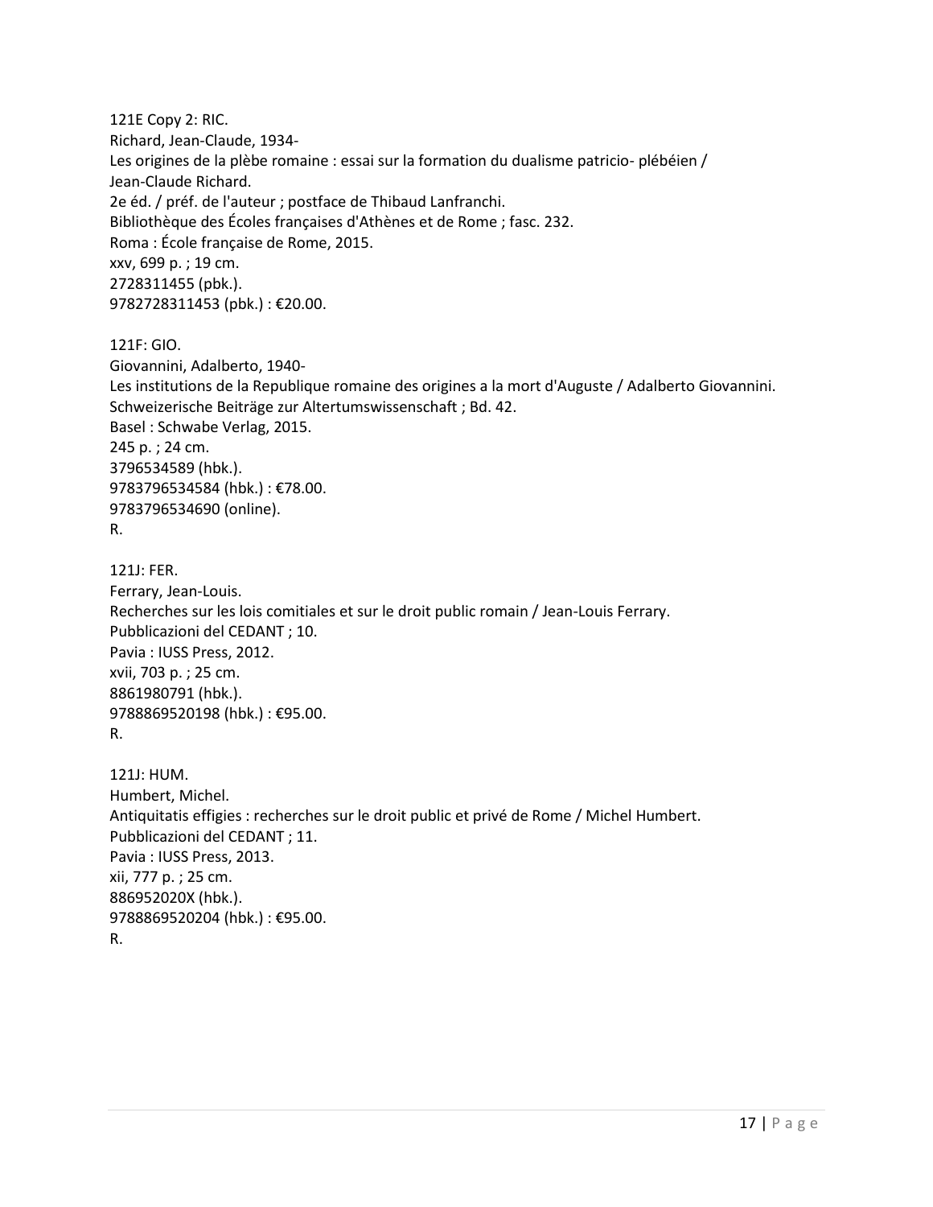121E Copy 2: RIC.
Richard, Jean-Claude, 1934-
Les origines de la plèbe romaine : essai sur la formation du dualisme patricio- plébéien / Jean-Claude Richard.
2e éd. / préf. de l'auteur ; postface de Thibaud Lanfranchi.
Bibliothèque des Écoles françaises d'Athènes et de Rome ; fasc. 232.
Roma : École française de Rome, 2015.
xxv, 699 p. ; 19 cm.
2728311455 (pbk.).
9782728311453 (pbk.) : €20.00.

121F: GIO.
Giovannini, Adalberto, 1940-
Les institutions de la Republique romaine des origines a la mort d'Auguste / Adalberto Giovannini.
Schweizerische Beiträge zur Altertumswissenschaft ; Bd. 42.
Basel : Schwabe Verlag, 2015.
245 p. ; 24 cm.
3796534589 (hbk.).
9783796534584 (hbk.) : €78.00.
9783796534690 (online).
R.

121J: FER.
Ferrary, Jean-Louis.
Recherches sur les lois comitiales et sur le droit public romain / Jean-Louis Ferrary.
Pubblicazioni del CEDANT ; 10.
Pavia : IUSS Press, 2012.
xvii, 703 p. ; 25 cm.
8861980791 (hbk.).
9788869520198 (hbk.) : €95.00.
R.

121J: HUM.
Humbert, Michel.
Antiquitatis effigies : recherches sur le droit public et privé de Rome / Michel Humbert.
Pubblicazioni del CEDANT ; 11.
Pavia : IUSS Press, 2013.
xii, 777 p. ; 25 cm.
886952020X (hbk.).
9788869520204 (hbk.) : €95.00.
R.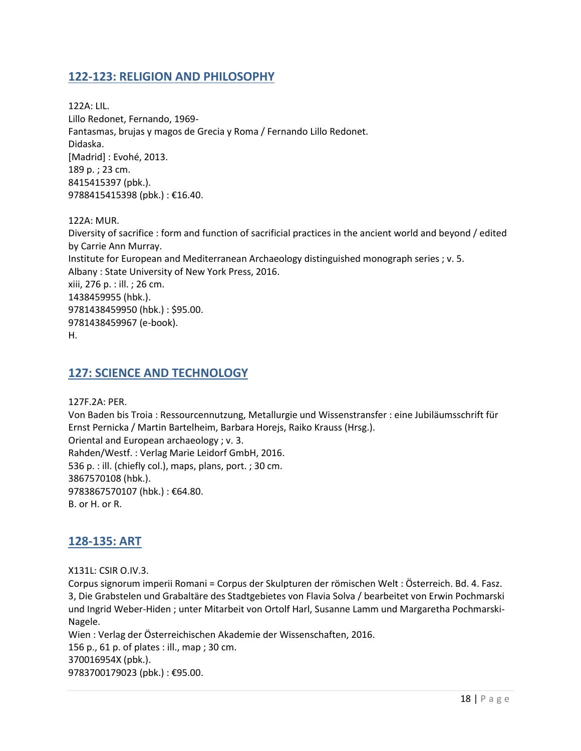## 122-123: RELIGION AND PHILOSOPHY

122A: LIL.
Lillo Redonet, Fernando, 1969-
Fantasmas, brujas y magos de Grecia y Roma / Fernando Lillo Redonet.
Didaska.
[Madrid] : Evohé, 2013.
189 p. ; 23 cm.
8415415397 (pbk.).
9788415415398 (pbk.) : €16.40.

122A: MUR.
Diversity of sacrifice : form and function of sacrificial practices in the ancient world and beyond / edited by Carrie Ann Murray.
Institute for European and Mediterranean Archaeology distinguished monograph series ; v. 5.
Albany : State University of New York Press, 2016.
xiii, 276 p. : ill. ; 26 cm.
1438459955 (hbk.).
9781438459950 (hbk.) : $95.00.
9781438459967 (e-book).
H.

## 127: SCIENCE AND TECHNOLOGY

127F.2A: PER.
Von Baden bis Troia : Ressourcennutzung, Metallurgie und Wissenstransfer : eine Jubiläumsschrift für Ernst Pernicka / Martin Bartelheim, Barbara Horejs, Raiko Krauss (Hrsg.).
Oriental and European archaeology ; v. 3.
Rahden/Westf. : Verlag Marie Leidorf GmbH, 2016.
536 p. : ill. (chiefly col.), maps, plans, port. ; 30 cm.
3867570108 (hbk.).
9783867570107 (hbk.) : €64.80.
B. or H. or R.

## 128-135: ART

X131L: CSIR O.IV.3.
Corpus signorum imperii Romani = Corpus der Skulpturen der römischen Welt : Österreich. Bd. 4. Fasz. 3, Die Grabstelen und Grabaltäre des Stadtgebietes von Flavia Solva / bearbeitet von Erwin Pochmarski und Ingrid Weber-Hiden ; unter Mitarbeit von Ortolf Harl, Susanne Lamm und Margaretha Pochmarski-Nagele.
Wien : Verlag der Österreichischen Akademie der Wissenschaften, 2016.
156 p., 61 p. of plates : ill., map ; 30 cm.
370016954X (pbk.).
9783700179023 (pbk.) : €95.00.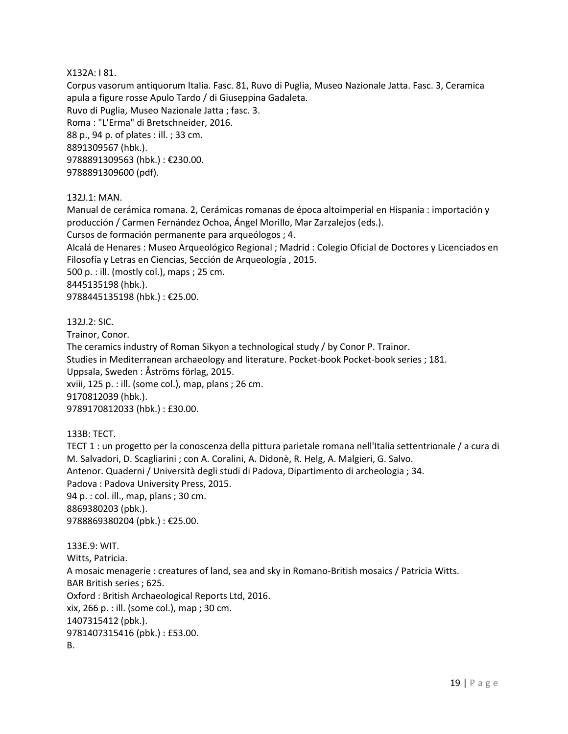X132A: I 81.
Corpus vasorum antiquorum Italia. Fasc. 81, Ruvo di Puglia, Museo Nazionale Jatta. Fasc. 3, Ceramica apula a figure rosse Apulo Tardo / di Giuseppina Gadaleta.
Ruvo di Puglia, Museo Nazionale Jatta ; fasc. 3.
Roma : "L'Erma" di Bretschneider, 2016.
88 p., 94 p. of plates : ill. ; 33 cm.
8891309567 (hbk.).
9788891309563 (hbk.) : €230.00.
9788891309600 (pdf).

132J.1: MAN.
Manual de cerámica romana. 2, Cerámicas romanas de época altoimperial en Hispania : importación y producción / Carmen Fernández Ochoa, Ángel Morillo, Mar Zarzalejos (eds.).
Cursos de formación permanente para arqueólogos ; 4.
Alcalá de Henares : Museo Arqueológico Regional ; Madrid : Colegio Oficial de Doctores y Licenciados en Filosofía y Letras en Ciencias, Sección de Arqueología , 2015.
500 p. : ill. (mostly col.), maps ; 25 cm.
8445135198 (hbk.).
9788445135198 (hbk.) : €25.00.

132J.2: SIC.
Trainor, Conor.
The ceramics industry of Roman Sikyon a technological study / by Conor P. Trainor.
Studies in Mediterranean archaeology and literature. Pocket-book Pocket-book series ; 181.
Uppsala, Sweden : Åströms förlag, 2015.
xviii, 125 p. : ill. (some col.), map, plans ; 26 cm.
9170812039 (hbk.).
9789170812033 (hbk.) : £30.00.

133B: TECT.
TECT 1 : un progetto per la conoscenza della pittura parietale romana nell'Italia settentrionale / a cura di M. Salvadori, D. Scagliarini ; con A. Coralini, A. Didonè, R. Helg, A. Malgieri, G. Salvo.
Antenor. Quaderni / Università degli studi di Padova, Dipartimento di archeologia ; 34.
Padova : Padova University Press, 2015.
94 p. : col. ill., map, plans ; 30 cm.
8869380203 (pbk.).
9788869380204 (pbk.) : €25.00.

133E.9: WIT.
Witts, Patricia.
A mosaic menagerie : creatures of land, sea and sky in Romano-British mosaics / Patricia Witts.
BAR British series ; 625.
Oxford : British Archaeological Reports Ltd, 2016.
xix, 266 p. : ill. (some col.), map ; 30 cm.
1407315412 (pbk.).
9781407315416 (pbk.) : £53.00.
B.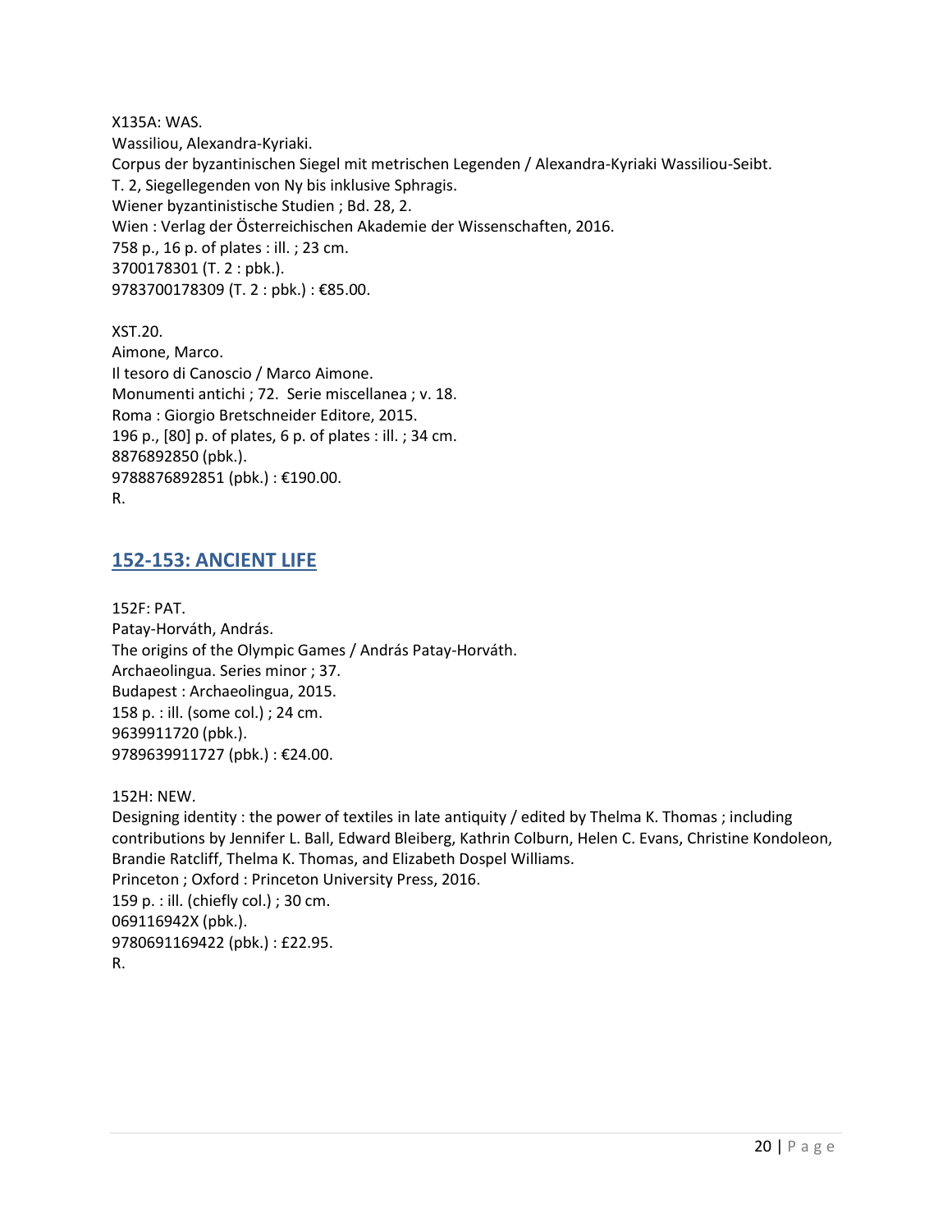X135A: WAS.
Wassiliou, Alexandra-Kyriaki.
Corpus der byzantinischen Siegel mit metrischen Legenden / Alexandra-Kyriaki Wassiliou-Seibt.
T. 2, Siegellegenden von Ny bis inklusive Sphragis.
Wiener byzantinistische Studien ; Bd. 28, 2.
Wien : Verlag der Österreichischen Akademie der Wissenschaften, 2016.
758 p., 16 p. of plates : ill. ; 23 cm.
3700178301 (T. 2 : pbk.).
9783700178309 (T. 2 : pbk.) : €85.00.

XST.20.
Aimone, Marco.
Il tesoro di Canoscio / Marco Aimone.
Monumenti antichi ; 72. Serie miscellanea ; v. 18.
Roma : Giorgio Bretschneider Editore, 2015.
196 p., [80] p. of plates, 6 p. of plates : ill. ; 34 cm.
8876892850 (pbk.).
9788876892851 (pbk.) : €190.00.
R.

## 152-153: ANCIENT LIFE

152F: PAT.
Patay-Horváth, András.
The origins of the Olympic Games / András Patay-Horváth.
Archaeolingua. Series minor ; 37.
Budapest : Archaeolingua, 2015.
158 p. : ill. (some col.) ; 24 cm.
9639911720 (pbk.).
9789639911727 (pbk.) : €24.00.

152H: NEW.
Designing identity : the power of textiles in late antiquity / edited by Thelma K. Thomas ; including contributions by Jennifer L. Ball, Edward Bleiberg, Kathrin Colburn, Helen C. Evans, Christine Kondoleon, Brandie Ratcliff, Thelma K. Thomas, and Elizabeth Dospel Williams.
Princeton ; Oxford : Princeton University Press, 2016.
159 p. : ill. (chiefly col.) ; 30 cm.
069116942X (pbk.).
9780691169422 (pbk.) : £22.95.
R.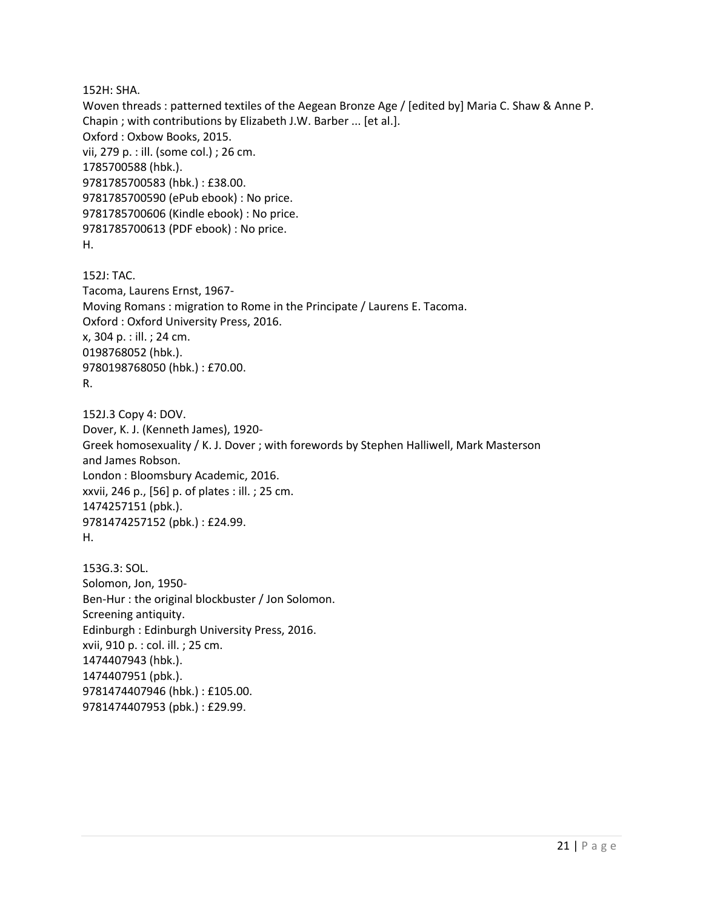152H: SHA.
Woven threads : patterned textiles of the Aegean Bronze Age / [edited by] Maria C. Shaw & Anne P. Chapin ; with contributions by Elizabeth J.W. Barber ... [et al.].
Oxford : Oxbow Books, 2015.
vii, 279 p. : ill. (some col.) ; 26 cm.
1785700588 (hbk.).
9781785700583 (hbk.) : £38.00.
9781785700590 (ePub ebook) : No price.
9781785700606 (Kindle ebook) : No price.
9781785700613 (PDF ebook) : No price.
H.

152J: TAC.
Tacoma, Laurens Ernst, 1967-
Moving Romans : migration to Rome in the Principate / Laurens E. Tacoma.
Oxford : Oxford University Press, 2016.
x, 304 p. : ill. ; 24 cm.
0198768052 (hbk.).
9780198768050 (hbk.) : £70.00.
R.

152J.3 Copy 4: DOV.
Dover, K. J. (Kenneth James), 1920-
Greek homosexuality / K. J. Dover ; with forewords by Stephen Halliwell, Mark Masterson and James Robson.
London : Bloomsbury Academic, 2016.
xxvii, 246 p., [56] p. of plates : ill. ; 25 cm.
1474257151 (pbk.).
9781474257152 (pbk.) : £24.99.
H.

153G.3: SOL.
Solomon, Jon, 1950-
Ben-Hur : the original blockbuster / Jon Solomon.
Screening antiquity.
Edinburgh : Edinburgh University Press, 2016.
xvii, 910 p. : col. ill. ; 25 cm.
1474407943 (hbk.).
1474407951 (pbk.).
9781474407946 (hbk.) : £105.00.
9781474407953 (pbk.) : £29.99.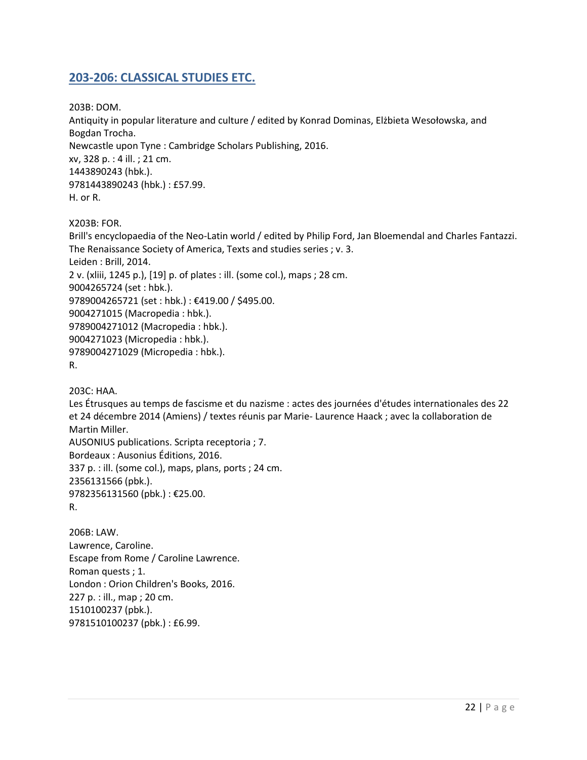## 203-206: CLASSICAL STUDIES ETC.

203B: DOM.
Antiquity in popular literature and culture / edited by Konrad Dominas, Elżbieta Wesołowska, and Bogdan Trocha.
Newcastle upon Tyne : Cambridge Scholars Publishing, 2016.
xv, 328 p. : 4 ill. ; 21 cm.
1443890243 (hbk.).
9781443890243 (hbk.) : £57.99.
H. or R.

X203B: FOR.
Brill's encyclopaedia of the Neo-Latin world / edited by Philip Ford, Jan Bloemendal and Charles Fantazzi.
The Renaissance Society of America, Texts and studies series ; v. 3.
Leiden : Brill, 2014.
2 v. (xliii, 1245 p.), [19] p. of plates : ill. (some col.), maps ; 28 cm.
9004265724 (set : hbk.).
9789004265721 (set : hbk.) : €419.00 / $495.00.
9004271015 (Macropedia : hbk.).
9789004271012 (Macropedia : hbk.).
9004271023 (Micropedia : hbk.).
9789004271029 (Micropedia : hbk.).
R.

203C: HAA.
Les Étrusques au temps de fascisme et du nazisme : actes des journées d'études internationales des 22 et 24 décembre 2014 (Amiens) / textes réunis par Marie- Laurence Haack ; avec la collaboration de Martin Miller.
AUSONIUS publications. Scripta receptoria ; 7.
Bordeaux : Ausonius Éditions, 2016.
337 p. : ill. (some col.), maps, plans, ports ; 24 cm.
2356131566 (pbk.).
9782356131560 (pbk.) : €25.00.
R.

206B: LAW.
Lawrence, Caroline.
Escape from Rome / Caroline Lawrence.
Roman quests ; 1.
London : Orion Children's Books, 2016.
227 p. : ill., map ; 20 cm.
1510100237 (pbk.).
9781510100237 (pbk.) : £6.99.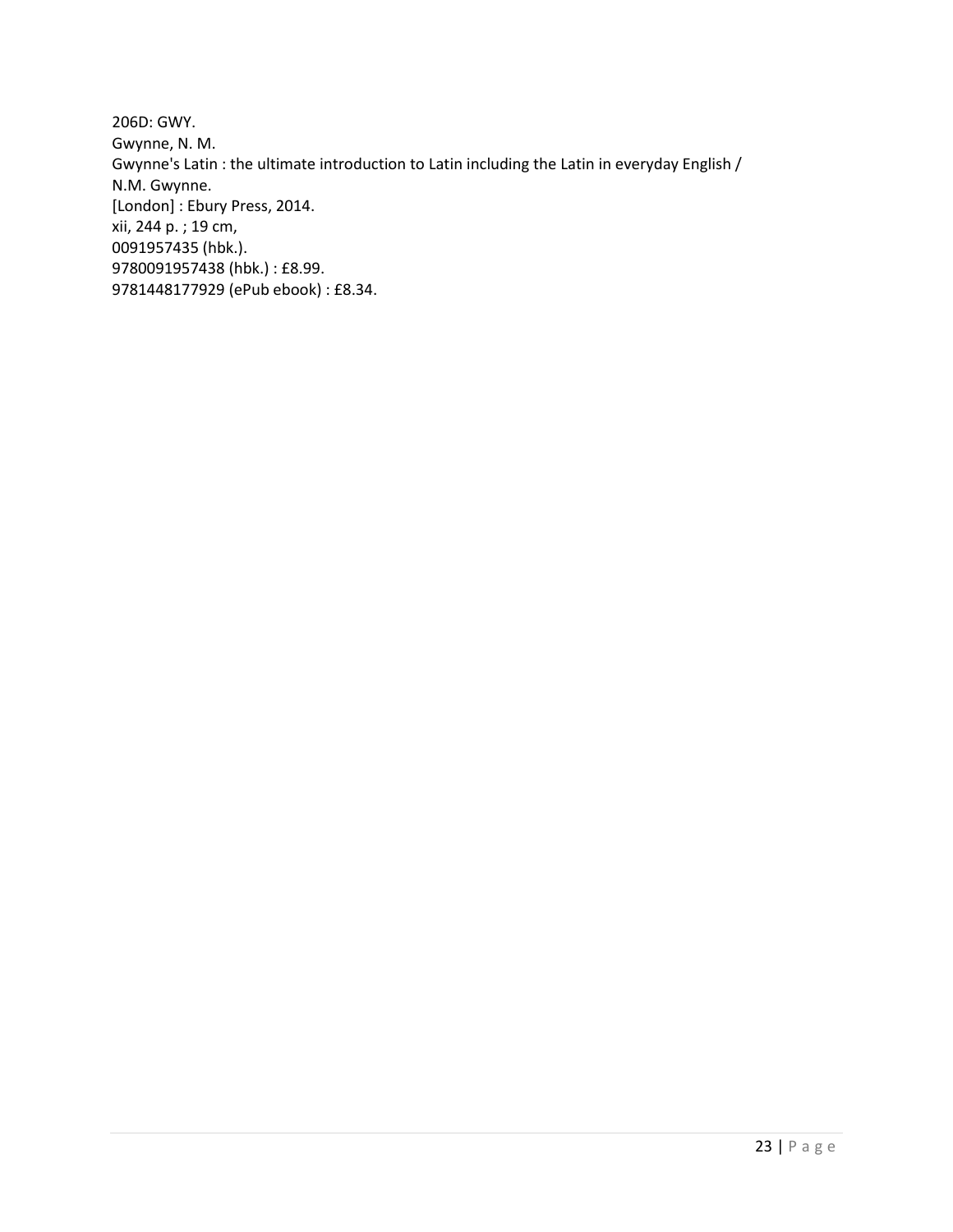206D: GWY.
Gwynne, N. M.
Gwynne's Latin : the ultimate introduction to Latin including the Latin in everyday English /
N.M. Gwynne.
[London] : Ebury Press, 2014.
xii, 244 p. ; 19 cm,
0091957435 (hbk.).
9780091957438 (hbk.) : £8.99.
9781448177929 (ePub ebook) : £8.34.